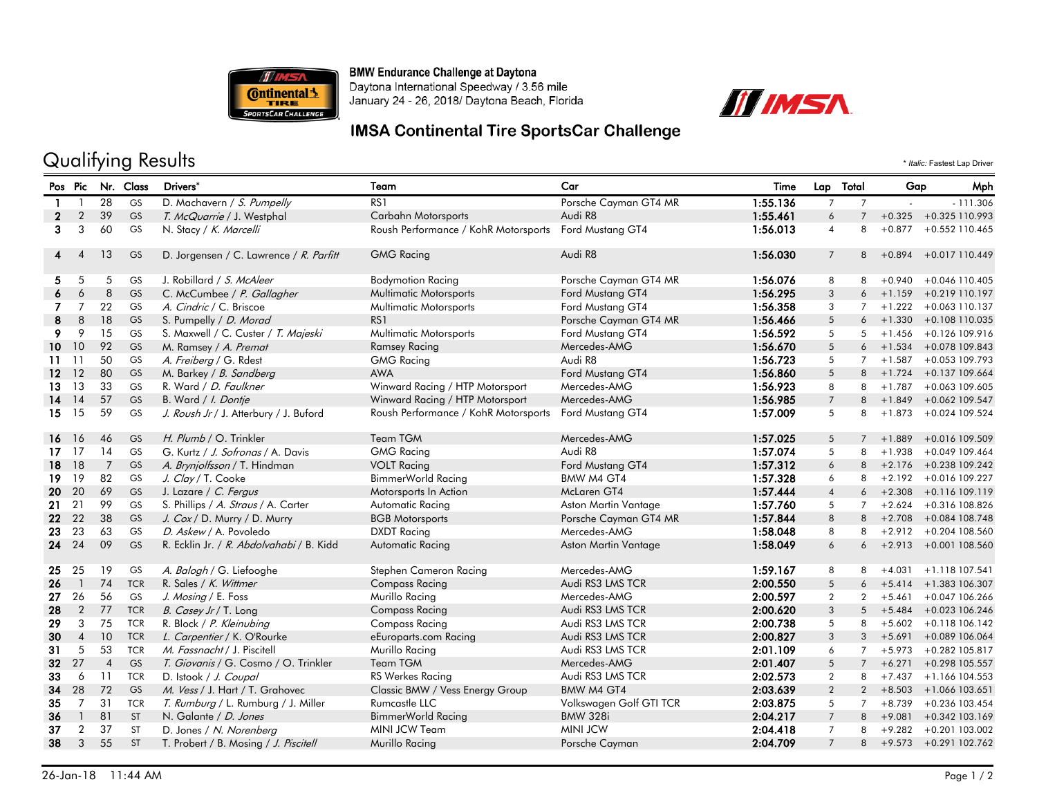**BMW Endurance Challenge at Daytona**
Daytona International Speedway / 3.56 mile
January 24 - 26, 2018/ Daytona Beach, Florida

## IMSA Continental Tire SportsCar Challenge

# Qualifying Results

\* *Italic:* Fastest Lap Driver

| Pos | Pic | Nr. | Class | Drivers* | Team | Car | Time | Lap | Total | Gap | | Mph |
|---|---|---|---|---|---|---|---|---|---|---|---|---|
| 1 | 1 | 28 | GS | D. Machavern / *S. Pumpelly* | RS1 | Porsche Cayman GT4 MR | 1:55.136 | 7 | 7 | - | - | 111.306 |
| 2 | 2 | 39 | GS | *T. McQuarrie* / J. Westphal | Carbahn Motorsports | Audi R8 | 1:55.461 | 6 | 7 | +0.325 | +0.325 | 110.993 |
| 3 | 3 | 60 | GS | N. Stacy / *K. Marcelli* | Roush Performance / KohR Motorsports | Ford Mustang GT4 | 1:56.013 | 4 | 8 | +0.877 | +0.552 | 110.465 |
| 4 | 4 | 13 | GS | D. Jorgensen / C. Lawrence / *R. Parfitt* | GMG Racing | Audi R8 | 1:56.030 | 7 | 8 | +0.894 | +0.017 | 110.449 |
| 5 | 5 | 5 | GS | J. Robillard / *S. McAleer* | Bodymotion Racing | Porsche Cayman GT4 MR | 1:56.076 | 8 | 8 | +0.940 | +0.046 | 110.405 |
| 6 | 6 | 8 | GS | C. McCumbee / *P. Gallagher* | Multimatic Motorsports | Ford Mustang GT4 | 1:56.295 | 3 | 6 | +1.159 | +0.219 | 110.197 |
| 7 | 7 | 22 | GS | *A. Cindric* / C. Briscoe | Multimatic Motorsports | Ford Mustang GT4 | 1:56.358 | 3 | 7 | +1.222 | +0.063 | 110.137 |
| 8 | 8 | 18 | GS | S. Pumpelly / *D. Morad* | RS1 | Porsche Cayman GT4 MR | 1:56.466 | 5 | 6 | +1.330 | +0.108 | 110.035 |
| 9 | 9 | 15 | GS | S. Maxwell / C. Custer / *T. Majeski* | Multimatic Motorsports | Ford Mustang GT4 | 1:56.592 | 5 | 5 | +1.456 | +0.126 | 109.916 |
| 10 | 10 | 92 | GS | M. Ramsey / *A. Premat* | Ramsey Racing | Mercedes-AMG | 1:56.670 | 5 | 6 | +1.534 | +0.078 | 109.843 |
| 11 | 11 | 50 | GS | *A. Freiberg* / G. Rdest | GMG Racing | Audi R8 | 1:56.723 | 5 | 7 | +1.587 | +0.053 | 109.793 |
| 12 | 12 | 80 | GS | M. Barkey / *B. Sandberg* | AWA | Ford Mustang GT4 | 1:56.860 | 5 | 8 | +1.724 | +0.137 | 109.664 |
| 13 | 13 | 33 | GS | R. Ward / *D. Faulkner* | Winward Racing / HTP Motorsport | Mercedes-AMG | 1:56.923 | 8 | 8 | +1.787 | +0.063 | 109.605 |
| 14 | 14 | 57 | GS | B. Ward / *I. Dontje* | Winward Racing / HTP Motorsport | Mercedes-AMG | 1:56.985 | 7 | 8 | +1.849 | +0.062 | 109.547 |
| 15 | 15 | 59 | GS | *J. Roush Jr* / J. Atterbury / J. Buford | Roush Performance / KohR Motorsports | Ford Mustang GT4 | 1:57.009 | 5 | 8 | +1.873 | +0.024 | 109.524 |
| 16 | 16 | 46 | GS | *H. Plumb* / O. Trinkler | Team TGM | Mercedes-AMG | 1:57.025 | 5 | 7 | +1.889 | +0.016 | 109.509 |
| 17 | 17 | 14 | GS | G. Kurtz / *J. Sofronas* / A. Davis | GMG Racing | Audi R8 | 1:57.074 | 5 | 8 | +1.938 | +0.049 | 109.464 |
| 18 | 18 | 7 | GS | *A. Brynjolfsson* / T. Hindman | VOLT Racing | Ford Mustang GT4 | 1:57.312 | 6 | 8 | +2.176 | +0.238 | 109.242 |
| 19 | 19 | 82 | GS | *J. Clay* / T. Cooke | BimmerWorld Racing | BMW M4 GT4 | 1:57.328 | 6 | 8 | +2.192 | +0.016 | 109.227 |
| 20 | 20 | 69 | GS | J. Lazare / *C. Fergus* | Motorsports In Action | McLaren GT4 | 1:57.444 | 4 | 6 | +2.308 | +0.116 | 109.119 |
| 21 | 21 | 99 | GS | S. Phillips / *A. Straus* / A. Carter | Automatic Racing | Aston Martin Vantage | 1:57.760 | 5 | 7 | +2.624 | +0.316 | 108.826 |
| 22 | 22 | 38 | GS | *J. Cox* / D. Murry / D. Murry | BGB Motorsports | Porsche Cayman GT4 MR | 1:57.844 | 8 | 8 | +2.708 | +0.084 | 108.748 |
| 23 | 23 | 63 | GS | *D. Askew* / A. Povoledo | DXDT Racing | Mercedes-AMG | 1:58.048 | 8 | 8 | +2.912 | +0.204 | 108.560 |
| 24 | 24 | 09 | GS | R. Ecklin Jr. / *R. Abdolvahabi* / B. Kidd | Automatic Racing | Aston Martin Vantage | 1:58.049 | 6 | 6 | +2.913 | +0.001 | 108.560 |
| 25 | 25 | 19 | GS | *A. Balogh* / G. Liefooghe | Stephen Cameron Racing | Mercedes-AMG | 1:59.167 | 8 | 8 | +4.031 | +1.118 | 107.541 |
| 26 | 1 | 74 | TCR | R. Sales / *K. Wittmer* | Compass Racing | Audi RS3 LMS TCR | 2:00.550 | 5 | 6 | +5.414 | +1.383 | 106.307 |
| 27 | 26 | 56 | GS | *J. Mosing* / E. Foss | Murillo Racing | Mercedes-AMG | 2:00.597 | 2 | 2 | +5.461 | +0.047 | 106.266 |
| 28 | 2 | 77 | TCR | *B. Casey Jr* / T. Long | Compass Racing | Audi RS3 LMS TCR | 2:00.620 | 3 | 5 | +5.484 | +0.023 | 106.246 |
| 29 | 3 | 75 | TCR | R. Block / *P. Kleinubing* | Compass Racing | Audi RS3 LMS TCR | 2:00.738 | 5 | 8 | +5.602 | +0.118 | 106.142 |
| 30 | 4 | 10 | TCR | *L. Carpentier* / K. O'Rourke | eEuroparts.com Racing | Audi RS3 LMS TCR | 2:00.827 | 3 | 3 | +5.691 | +0.089 | 106.064 |
| 31 | 5 | 53 | TCR | *M. Fassnacht* / J. Piscitell | Murillo Racing | Audi RS3 LMS TCR | 2:01.109 | 6 | 7 | +5.973 | +0.282 | 105.817 |
| 32 | 27 | 4 | GS | *T. Giovanis* / G. Cosmo / O. Trinkler | Team TGM | Mercedes-AMG | 2:01.407 | 5 | 7 | +6.271 | +0.298 | 105.557 |
| 33 | 6 | 11 | TCR | D. Istook / *J. Coupal* | RS Werkes Racing | Audi RS3 LMS TCR | 2:02.573 | 2 | 8 | +7.437 | +1.166 | 104.553 |
| 34 | 28 | 72 | GS | *M. Vess* / J. Hart / T. Grahovec | Classic BMW / Vess Energy Group | BMW M4 GT4 | 2:03.639 | 2 | 2 | +8.503 | +1.066 | 103.651 |
| 35 | 7 | 31 | TCR | *T. Rumburg* / L. Rumburg / J. Miller | Rumcastle LLC | Volkswagen Golf GTI TCR | 2:03.875 | 5 | 7 | +8.739 | +0.236 | 103.454 |
| 36 | 1 | 81 | ST | N. Galante / *D. Jones* | BimmerWorld Racing | BMW 328i | 2:04.217 | 7 | 8 | +9.081 | +0.342 | 103.169 |
| 37 | 2 | 37 | ST | D. Jones / *N. Norenberg* | MINI JCW Team | MINI JCW | 2:04.418 | 7 | 8 | +9.282 | +0.201 | 103.002 |
| 38 | 3 | 55 | ST | T. Probert / B. Mosing / *J. Piscitell* | Murillo Racing | Porsche Cayman | 2:04.709 | 7 | 8 | +9.573 | +0.291 | 102.762 |

26-Jan-18 11:44 AM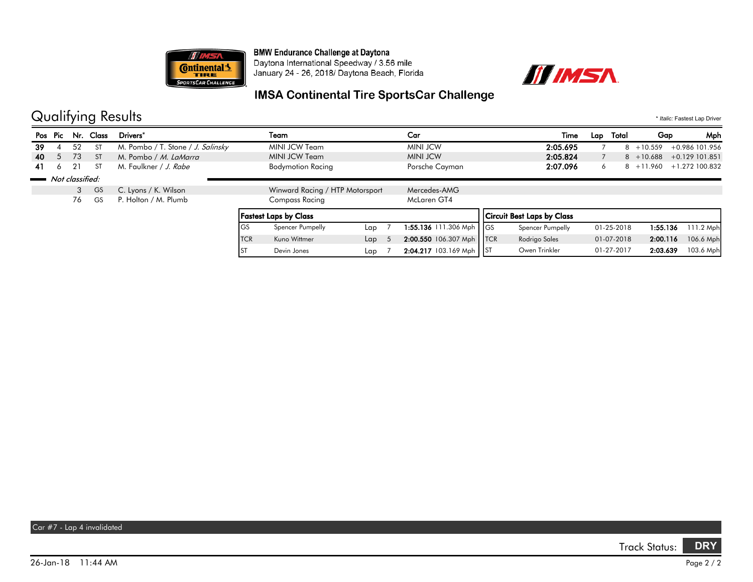BMW Endurance Challenge at Daytona
Daytona International Speedway / 3.56 mile
January 24 - 26, 2018/ Daytona Beach, Florida

## IMSA Continental Tire SportsCar Challenge

# Qualifying Results

* *Italic:* Fastest Lap Driver

| Pos | Pic | Nr. | Class | Drivers* | Team | Car | Time | Lap | Total | Gap | | Mph |
|---|---|---|---|---|---|---|---|---|---|---|---|---|
| **39** | 4 | 52 | ST | M. Pombo / T. Stone / *J. Salinsky* | MINI JCW Team | MINI JCW | **2:05.695** | 7 | 8 | +10.559 | +0.986 | 101.956 |
| **40** | 5 | 73 | ST | M. Pombo / *M. LaMarra* | MINI JCW Team | MINI JCW | **2:05.824** | 7 | 8 | +10.688 | +0.129 | 101.851 |
| **41** | 6 | 21 | ST | M. Faulkner / *J. Rabe* | Bodymotion Racing | Porsche Cayman | **2:07.096** | 6 | 8 | +11.960 | +1.272 | 100.832 |
| *Not classified:* | | | | | | | | | | | | |
| | | 3 | GS | C. Lyons / K. Wilson | Winward Racing / HTP Motorsport | Mercedes-AMG | | | | | | |
| | | 76 | GS | P. Holton / M. Plumb | Compass Racing | McLaren GT4 | | | | | | |

**Fastest Laps by Class**

| | | | | | |
|---|---|---|---|---|---|
| GS | Spencer Pumpelly | Lap | 7 | **1:55.136** | 111.306 Mph |
| TCR | Kuno Wittmer | Lap | 5 | **2:00.550** | 106.307 Mph |
| ST | Devin Jones | Lap | 7 | **2:04.217** | 103.169 Mph |

**Circuit Best Laps by Class**

| | | | | |
|---|---|---|---|---|
| GS | Spencer Pumpelly | 01-25-2018 | **1:55.136** | 111.2 Mph |
| TCR | Rodrigo Sales | 01-07-2018 | **2:00.116** | 106.6 Mph |
| ST | Owen Trinkler | 01-27-2017 | **2:03.639** | 103.6 Mph |

Car #7 - Lap 4 invalidated

Track Status: **DRY**

26-Jan-18 11:44 AM